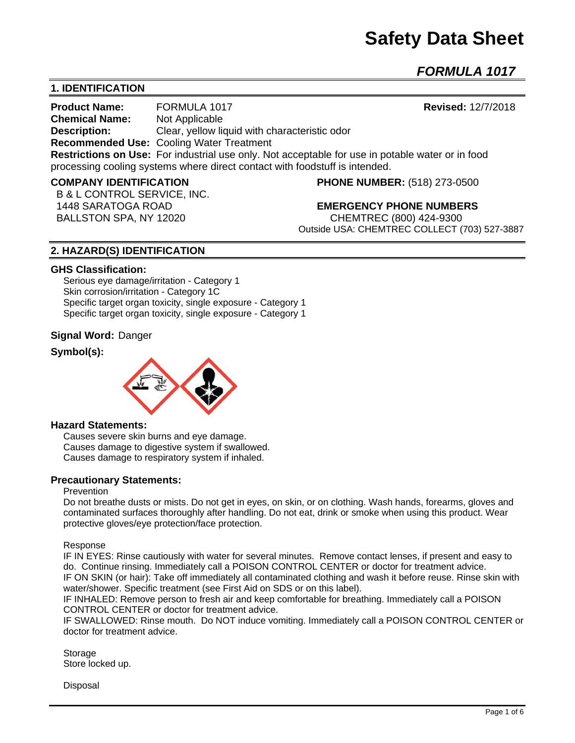# Safety Data Sheet

## *FORMULA 1017*

## 1. IDENTIFICATION

**Product Name:** FORMULA 1017 **Revised:** 12/7/2018
**Chemical Name:** Not Applicable
**Description:** Clear, yellow liquid with characteristic odor
**Recommended Use:** Cooling Water Treatment
**Restrictions on Use:** For industrial use only. Not acceptable for use in potable water or in food processing cooling systems where direct contact with foodstuff is intended.

**COMPANY IDENTIFICATION**
B & L CONTROL SERVICE, INC.
1448 SARATOGA ROAD
BALLSTON SPA, NY 12020

**PHONE NUMBER:** (518) 273-0500

**EMERGENCY PHONE NUMBERS**
CHEMTREC (800) 424-9300
Outside USA: CHEMTREC COLLECT (703) 527-3887

## 2. HAZARD(S) IDENTIFICATION

### GHS Classification:

Serious eye damage/irritation - Category 1
Skin corrosion/irritation - Category 1C
Specific target organ toxicity, single exposure - Category 1
Specific target organ toxicity, single exposure - Category 1

**Signal Word:** Danger

**Symbol(s):**

### Hazard Statements:

Causes severe skin burns and eye damage.
Causes damage to digestive system if swallowed.
Causes damage to respiratory system if inhaled.

### Precautionary Statements:

Prevention

Do not breathe dusts or mists. Do not get in eyes, on skin, or on clothing. Wash hands, forearms, gloves and contaminated surfaces thoroughly after handling. Do not eat, drink or smoke when using this product. Wear protective gloves/eye protection/face protection.

Response

IF IN EYES: Rinse cautiously with water for several minutes. Remove contact lenses, if present and easy to do. Continue rinsing. Immediately call a POISON CONTROL CENTER or doctor for treatment advice.
IF ON SKIN (or hair): Take off immediately all contaminated clothing and wash it before reuse. Rinse skin with water/shower. Specific treatment (see First Aid on SDS or on this label).
IF INHALED: Remove person to fresh air and keep comfortable for breathing. Immediately call a POISON CONTROL CENTER or doctor for treatment advice.
IF SWALLOWED: Rinse mouth. Do NOT induce vomiting. Immediately call a POISON CONTROL CENTER or doctor for treatment advice.

Storage
Store locked up.

Disposal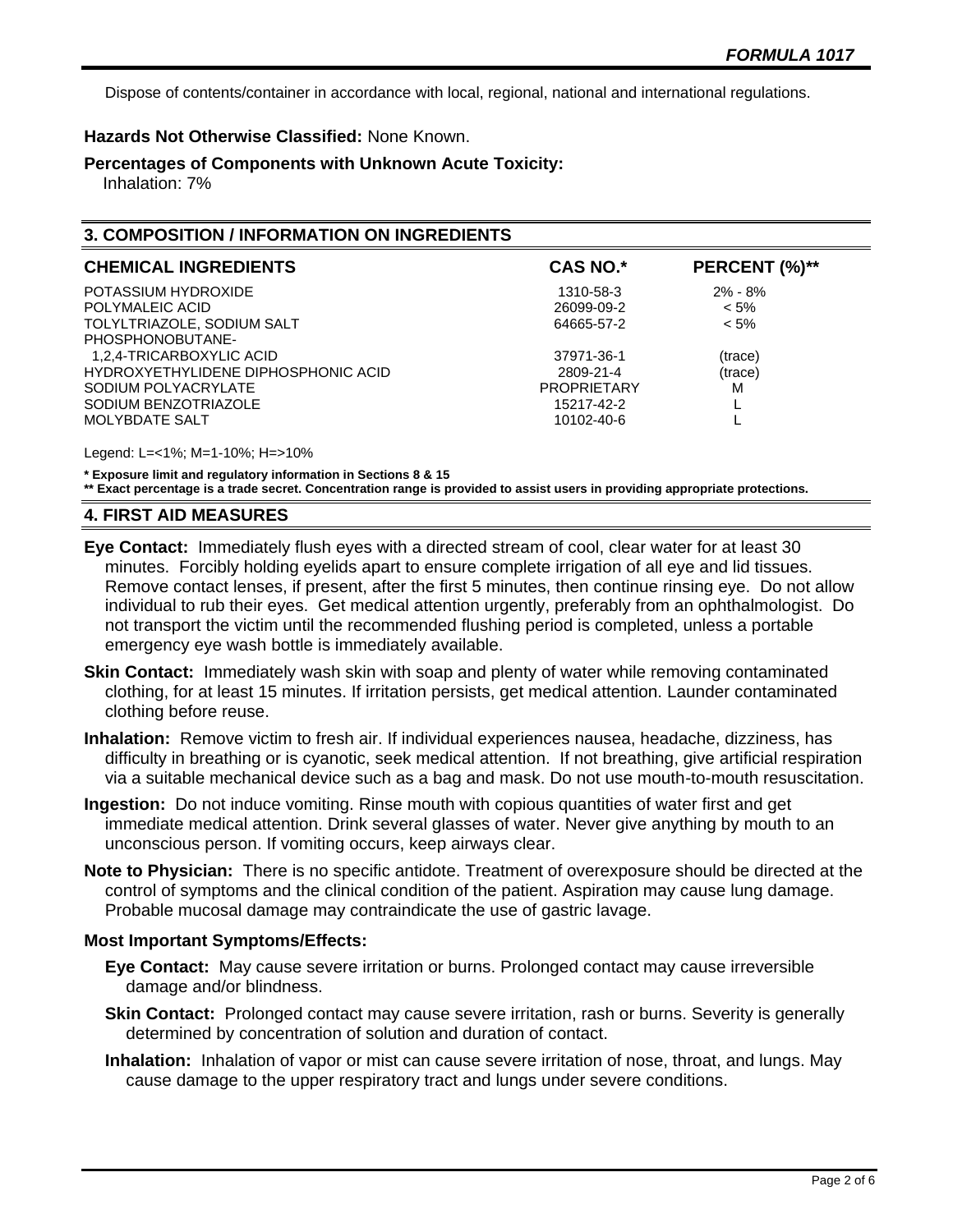Dispose of contents/container in accordance with local, regional, national and international regulations.

**Hazards Not Otherwise Classified:** None Known.

**Percentages of Components with Unknown Acute Toxicity:**
Inhalation: 7%

## 3. COMPOSITION / INFORMATION ON INGREDIENTS

| CHEMICAL INGREDIENTS | CAS NO.* | PERCENT (%)** |
|---|---|---|
| POTASSIUM HYDROXIDE | 1310-58-3 | 2% - 8% |
| POLYMALEIC ACID | 26099-09-2 | < 5% |
| TOLYLTRIAZOLE, SODIUM SALT | 64665-57-2 | < 5% |
| PHOSPHONOBUTANE-1,2,4-TRICARBOXYLIC ACID | 37971-36-1 | (trace) |
| HYDROXYETHYLIDENE DIPHOSPHONIC ACID | 2809-21-4 | (trace) |
| SODIUM POLYACRYLATE | PROPRIETARY | M |
| SODIUM BENZOTRIAZOLE | 15217-42-2 | L |
| MOLYBDATE SALT | 10102-40-6 | L |

Legend: L=<1%; M=1-10%; H=>10%

**\* Exposure limit and regulatory information in Sections 8 & 15**
**\*\* Exact percentage is a trade secret. Concentration range is provided to assist users in providing appropriate protections.**

## 4. FIRST AID MEASURES

**Eye Contact:** Immediately flush eyes with a directed stream of cool, clear water for at least 30 minutes. Forcibly holding eyelids apart to ensure complete irrigation of all eye and lid tissues. Remove contact lenses, if present, after the first 5 minutes, then continue rinsing eye. Do not allow individual to rub their eyes. Get medical attention urgently, preferably from an ophthalmologist. Do not transport the victim until the recommended flushing period is completed, unless a portable emergency eye wash bottle is immediately available.

**Skin Contact:** Immediately wash skin with soap and plenty of water while removing contaminated clothing, for at least 15 minutes. If irritation persists, get medical attention. Launder contaminated clothing before reuse.

**Inhalation:** Remove victim to fresh air. If individual experiences nausea, headache, dizziness, has difficulty in breathing or is cyanotic, seek medical attention. If not breathing, give artificial respiration via a suitable mechanical device such as a bag and mask. Do not use mouth-to-mouth resuscitation.

**Ingestion:** Do not induce vomiting. Rinse mouth with copious quantities of water first and get immediate medical attention. Drink several glasses of water. Never give anything by mouth to an unconscious person. If vomiting occurs, keep airways clear.

**Note to Physician:** There is no specific antidote. Treatment of overexposure should be directed at the control of symptoms and the clinical condition of the patient. Aspiration may cause lung damage. Probable mucosal damage may contraindicate the use of gastric lavage.

**Most Important Symptoms/Effects:**

**Eye Contact:** May cause severe irritation or burns. Prolonged contact may cause irreversible damage and/or blindness.

**Skin Contact:** Prolonged contact may cause severe irritation, rash or burns. Severity is generally determined by concentration of solution and duration of contact.

**Inhalation:** Inhalation of vapor or mist can cause severe irritation of nose, throat, and lungs. May cause damage to the upper respiratory tract and lungs under severe conditions.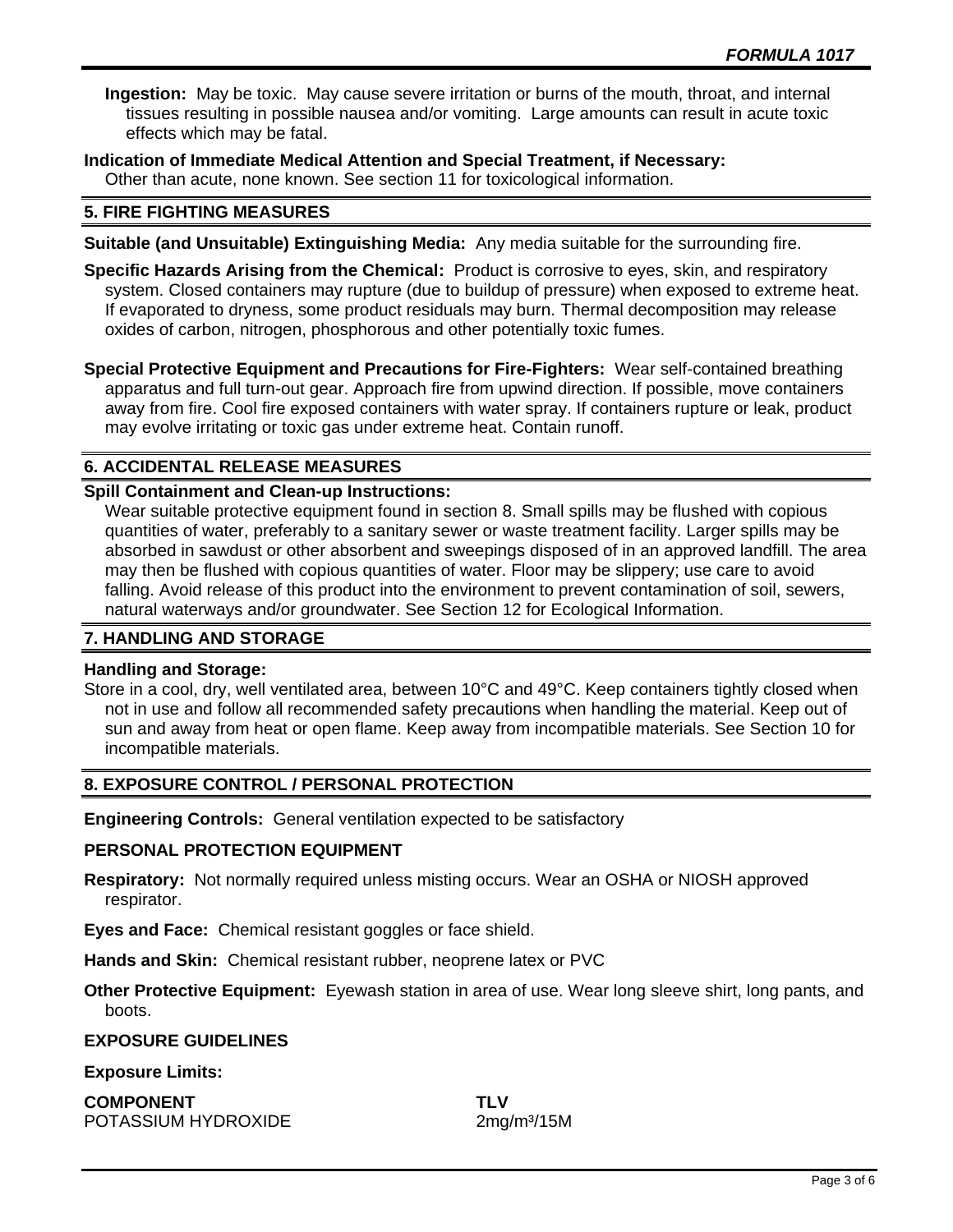**Ingestion:** May be toxic. May cause severe irritation or burns of the mouth, throat, and internal tissues resulting in possible nausea and/or vomiting. Large amounts can result in acute toxic effects which may be fatal.

**Indication of Immediate Medical Attention and Special Treatment, if Necessary:**
Other than acute, none known. See section 11 for toxicological information.

## 5. FIRE FIGHTING MEASURES

**Suitable (and Unsuitable) Extinguishing Media:** Any media suitable for the surrounding fire.

**Specific Hazards Arising from the Chemical:** Product is corrosive to eyes, skin, and respiratory system. Closed containers may rupture (due to buildup of pressure) when exposed to extreme heat. If evaporated to dryness, some product residuals may burn. Thermal decomposition may release oxides of carbon, nitrogen, phosphorous and other potentially toxic fumes.

**Special Protective Equipment and Precautions for Fire-Fighters:** Wear self-contained breathing apparatus and full turn-out gear. Approach fire from upwind direction. If possible, move containers away from fire. Cool fire exposed containers with water spray. If containers rupture or leak, product may evolve irritating or toxic gas under extreme heat. Contain runoff.

## 6. ACCIDENTAL RELEASE MEASURES

**Spill Containment and Clean-up Instructions:**
Wear suitable protective equipment found in section 8. Small spills may be flushed with copious quantities of water, preferably to a sanitary sewer or waste treatment facility. Larger spills may be absorbed in sawdust or other absorbent and sweepings disposed of in an approved landfill. The area may then be flushed with copious quantities of water. Floor may be slippery; use care to avoid falling. Avoid release of this product into the environment to prevent contamination of soil, sewers, natural waterways and/or groundwater. See Section 12 for Ecological Information.

## 7. HANDLING AND STORAGE

**Handling and Storage:**
Store in a cool, dry, well ventilated area, between 10°C and 49°C. Keep containers tightly closed when not in use and follow all recommended safety precautions when handling the material. Keep out of sun and away from heat or open flame. Keep away from incompatible materials. See Section 10 for incompatible materials.

## 8. EXPOSURE CONTROL / PERSONAL PROTECTION

**Engineering Controls:** General ventilation expected to be satisfactory

**PERSONAL PROTECTION EQUIPMENT**

**Respiratory:** Not normally required unless misting occurs. Wear an OSHA or NIOSH approved respirator.

**Eyes and Face:** Chemical resistant goggles or face shield.

**Hands and Skin:** Chemical resistant rubber, neoprene latex or PVC

**Other Protective Equipment:** Eyewash station in area of use. Wear long sleeve shirt, long pants, and boots.

**EXPOSURE GUIDELINES**

**Exposure Limits:**

| COMPONENT | TLV |
|---|---|
| POTASSIUM HYDROXIDE | 2mg/m³/15M |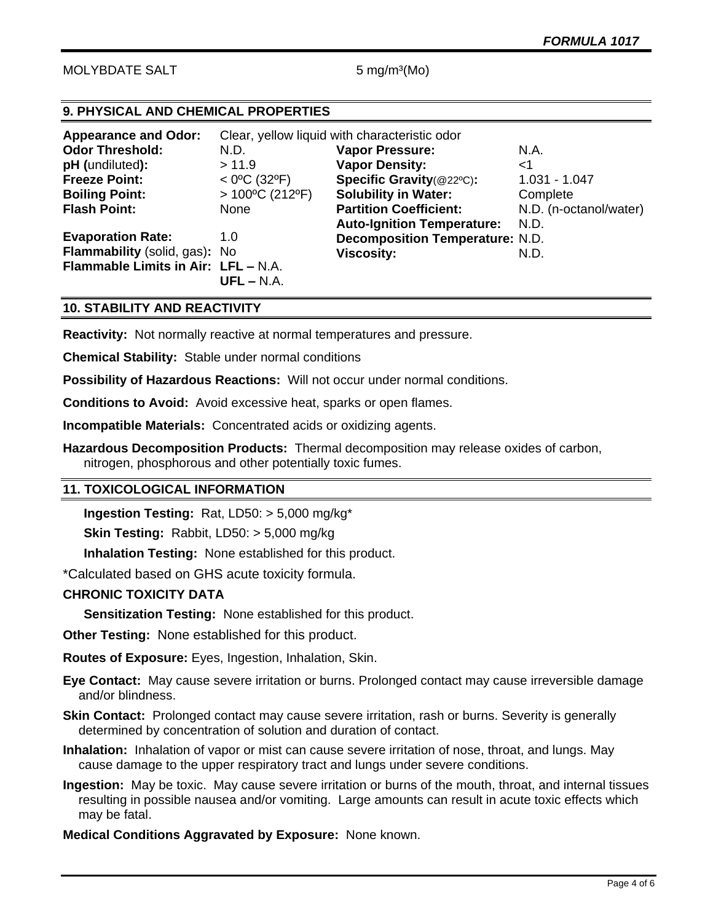MOLYBDATE SALT 5 mg/m³(Mo)

## 9. PHYSICAL AND CHEMICAL PROPERTIES

**Appearance and Odor:** Clear, yellow liquid with characteristic odor

| | | | |
|---|---|---|---|
| **Odor Threshold:** | N.D. | **Vapor Pressure:** | N.A. |
| **pH (undiluted):** | > 11.9 | **Vapor Density:** | <1 |
| **Freeze Point:** | < 0ºC (32ºF) | **Specific Gravity**(@22ºC)**:** | 1.031 - 1.047 |
| **Boiling Point:** | > 100ºC (212ºF) | **Solubility in Water:** | Complete |
| **Flash Point:** | None | **Partition Coefficient:** | N.D. (n-octanol/water) |
| | | **Auto-Ignition Temperature:** | N.D. |
| **Evaporation Rate:** | 1.0 | **Decomposition Temperature:** | N.D. |
| **Flammability** (solid, gas)**:** | No | **Viscosity:** | N.D. |
| **Flammable Limits in Air:** | **LFL –** N.A. | | |
| | **UFL –** N.A. | | |

## 10. STABILITY AND REACTIVITY

**Reactivity:** Not normally reactive at normal temperatures and pressure.

**Chemical Stability:** Stable under normal conditions

**Possibility of Hazardous Reactions:** Will not occur under normal conditions.

**Conditions to Avoid:** Avoid excessive heat, sparks or open flames.

**Incompatible Materials:** Concentrated acids or oxidizing agents.

**Hazardous Decomposition Products:** Thermal decomposition may release oxides of carbon, nitrogen, phosphorous and other potentially toxic fumes.

## 11. TOXICOLOGICAL INFORMATION

**Ingestion Testing:** Rat, LD50: > 5,000 mg/kg*

**Skin Testing:** Rabbit, LD50: > 5,000 mg/kg

**Inhalation Testing:** None established for this product.

*Calculated based on GHS acute toxicity formula.

**CHRONIC TOXICITY DATA**

**Sensitization Testing:** None established for this product.

**Other Testing:** None established for this product.

**Routes of Exposure:** Eyes, Ingestion, Inhalation, Skin.

**Eye Contact:** May cause severe irritation or burns. Prolonged contact may cause irreversible damage and/or blindness.

**Skin Contact:** Prolonged contact may cause severe irritation, rash or burns. Severity is generally determined by concentration of solution and duration of contact.

**Inhalation:** Inhalation of vapor or mist can cause severe irritation of nose, throat, and lungs. May cause damage to the upper respiratory tract and lungs under severe conditions.

**Ingestion:** May be toxic. May cause severe irritation or burns of the mouth, throat, and internal tissues resulting in possible nausea and/or vomiting. Large amounts can result in acute toxic effects which may be fatal.

**Medical Conditions Aggravated by Exposure:** None known.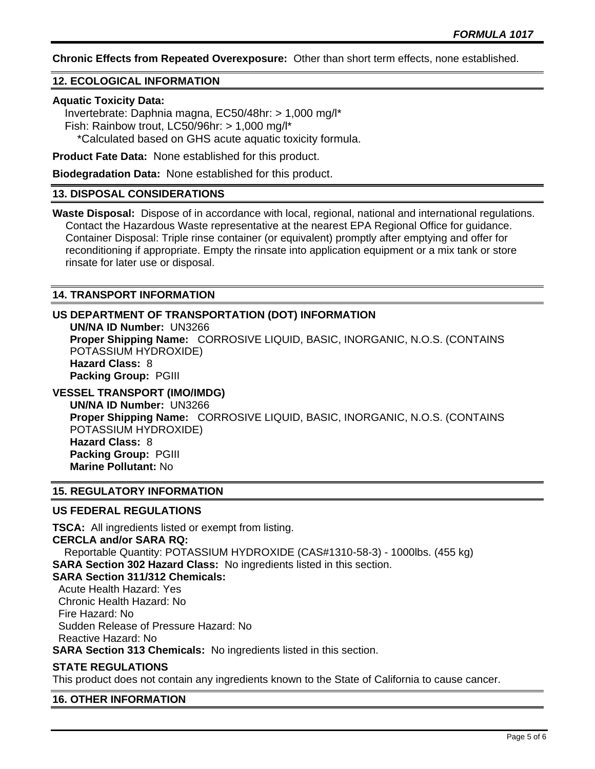**Chronic Effects from Repeated Overexposure:** Other than short term effects, none established.

## 12. ECOLOGICAL INFORMATION

**Aquatic Toxicity Data:**
Invertebrate: Daphnia magna, EC50/48hr: > 1,000 mg/l*
Fish: Rainbow trout, LC50/96hr: > 1,000 mg/l*
*Calculated based on GHS acute aquatic toxicity formula.

**Product Fate Data:** None established for this product.

**Biodegradation Data:** None established for this product.

## 13. DISPOSAL CONSIDERATIONS

**Waste Disposal:** Dispose of in accordance with local, regional, national and international regulations. Contact the Hazardous Waste representative at the nearest EPA Regional Office for guidance. Container Disposal: Triple rinse container (or equivalent) promptly after emptying and offer for reconditioning if appropriate. Empty the rinsate into application equipment or a mix tank or store rinsate for later use or disposal.

## 14. TRANSPORT INFORMATION

### US DEPARTMENT OF TRANSPORTATION (DOT) INFORMATION

**UN/NA ID Number:** UN3266
**Proper Shipping Name:** CORROSIVE LIQUID, BASIC, INORGANIC, N.O.S. (CONTAINS POTASSIUM HYDROXIDE)
**Hazard Class:** 8
**Packing Group:** PGIII

### VESSEL TRANSPORT (IMO/IMDG)

**UN/NA ID Number:** UN3266
**Proper Shipping Name:** CORROSIVE LIQUID, BASIC, INORGANIC, N.O.S. (CONTAINS POTASSIUM HYDROXIDE)
**Hazard Class:** 8
**Packing Group:** PGIII
**Marine Pollutant:** No

## 15. REGULATORY INFORMATION

### US FEDERAL REGULATIONS

**TSCA:** All ingredients listed or exempt from listing.
**CERCLA and/or SARA RQ:**
Reportable Quantity: POTASSIUM HYDROXIDE (CAS#1310-58-3) - 1000lbs. (455 kg)
**SARA Section 302 Hazard Class:** No ingredients listed in this section.
**SARA Section 311/312 Chemicals:**
Acute Health Hazard: Yes
Chronic Health Hazard: No
Fire Hazard: No
Sudden Release of Pressure Hazard: No
Reactive Hazard: No
**SARA Section 313 Chemicals:** No ingredients listed in this section.

### STATE REGULATIONS

This product does not contain any ingredients known to the State of California to cause cancer.

## 16. OTHER INFORMATION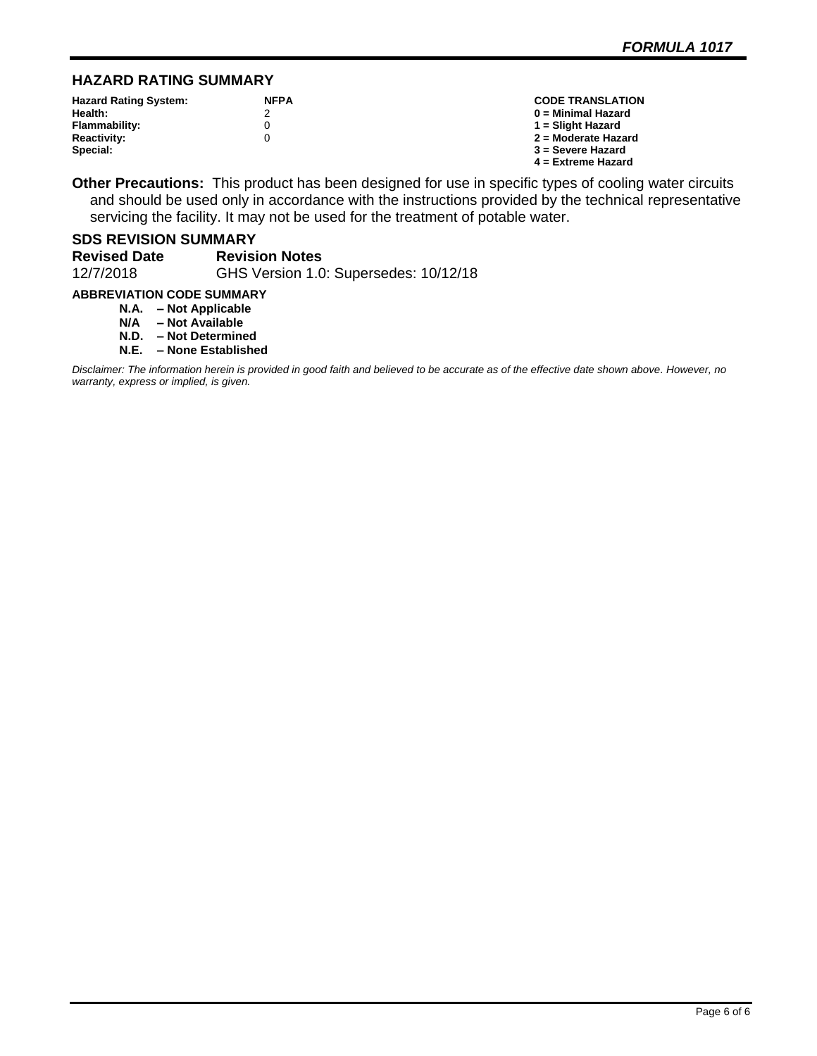## HAZARD RATING SUMMARY

| Hazard Rating System: | NFPA | CODE TRANSLATION |
|---|---|---|
| Health: | 2 | 0 = Minimal Hazard |
| Flammability: | 0 | 1 = Slight Hazard |
| Reactivity: | 0 | 2 = Moderate Hazard |
| Special: | | 3 = Severe Hazard |
| | | 4 = Extreme Hazard |

**Other Precautions:** This product has been designed for use in specific types of cooling water circuits and should be used only in accordance with the instructions provided by the technical representative servicing the facility. It may not be used for the treatment of potable water.

## SDS REVISION SUMMARY

| Revised Date | Revision Notes |
|---|---|
| 12/7/2018 | GHS Version 1.0: Supersedes: 10/12/18 |

### ABBREVIATION CODE SUMMARY

- **N.A. – Not Applicable**
- **N/A – Not Available**
- **N.D. – Not Determined**
- **N.E. – None Established**

*Disclaimer: The information herein is provided in good faith and believed to be accurate as of the effective date shown above. However, no warranty, express or implied, is given.*